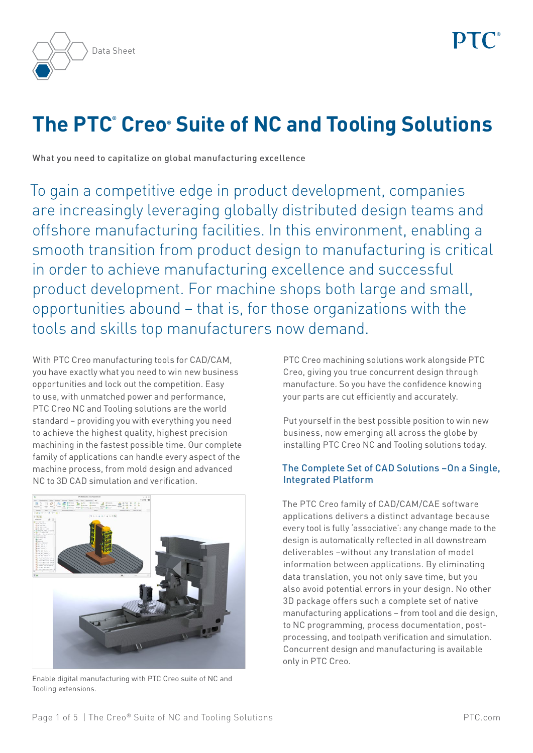Data Sheet

# The PTC® Creo® Suite of NC and Tooling Solutions

What you need to capitalize on global manufacturing excellence

To gain a competitive edge in product development, companies are increasingly leveraging globally distributed design teams and offshore manufacturing facilities. In this environment, enabling a smooth transition from product design to manufacturing is critical in order to achieve manufacturing excellence and successful product development. For machine shops both large and small, opportunities abound – that is, for those organizations with the tools and skills top manufacturers now demand.

With PTC Creo manufacturing tools for CAD/CAM, you have exactly what you need to win new business opportunities and lock out the competition. Easy to use, with unmatched power and performance, PTC Creo NC and Tooling solutions are the world standard – providing you with everything you need to achieve the highest quality, highest precision machining in the fastest possible time. Our complete family of applications can handle every aspect of the machine process, from mold design and advanced NC to 3D CAD simulation and verification.

Enable digital manufacturing with PTC Creo suite of NC and Tooling extensions.

PTC Creo machining solutions work alongside PTC Creo, giving you true concurrent design through manufacture. So you have the confidence knowing your parts are cut efficiently and accurately.

Put yourself in the best possible position to win new business, now emerging all across the globe by installing PTC Creo NC and Tooling solutions today.

## The Complete Set of CAD Solutions –On a Single, Integrated Platform

The PTC Creo family of CAD/CAM/CAE software applications delivers a distinct advantage because every tool is fully 'associative': any change made to the design is automatically reflected in all downstream deliverables –without any translation of model information between applications. By eliminating data translation, you not only save time, but you also avoid potential errors in your design. No other 3D package offers such a complete set of native manufacturing applications – from tool and die design, to NC programming, process documentation, post-processing, and toolpath verification and simulation. Concurrent design and manufacturing is available only in PTC Creo.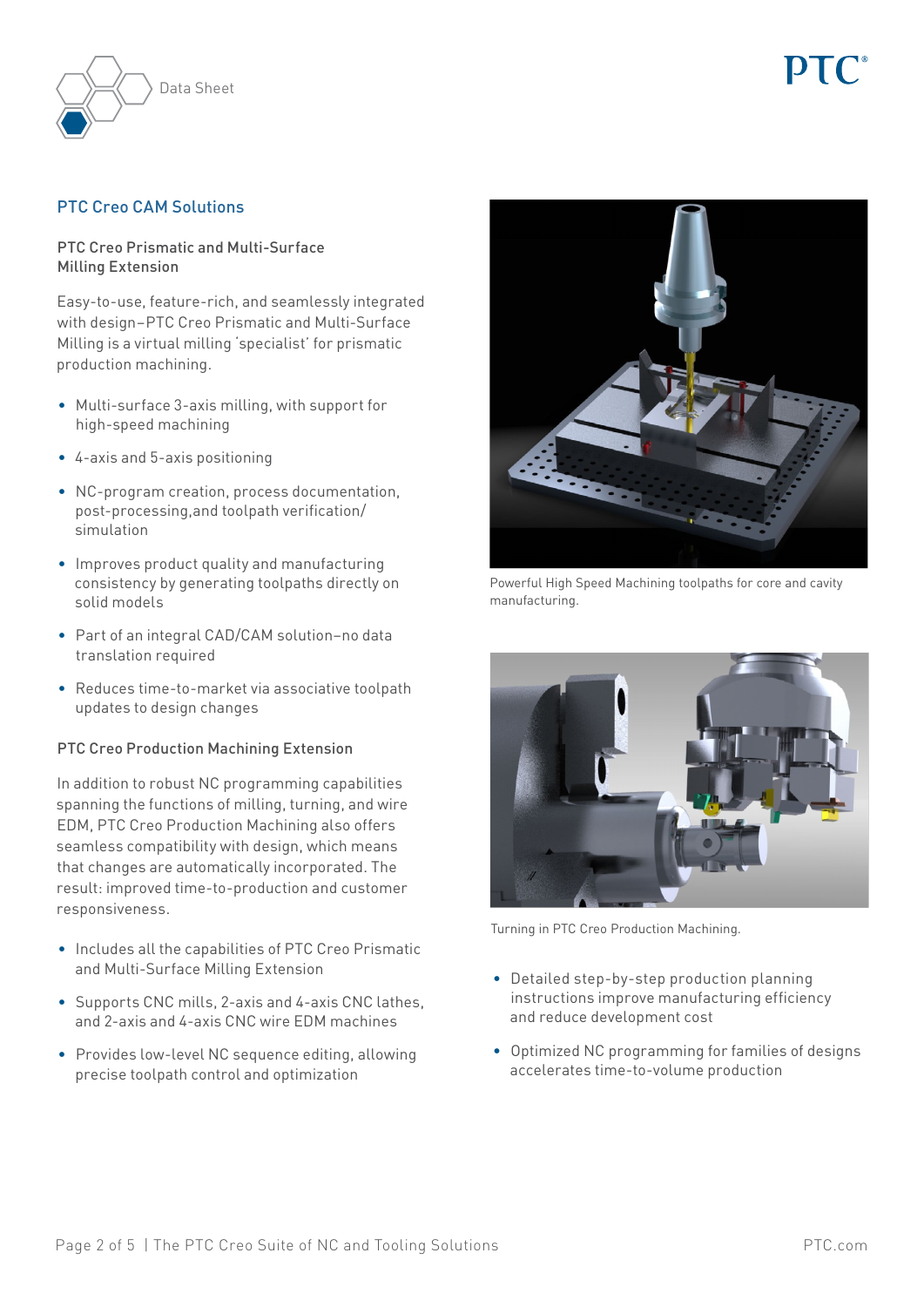## PTC Creo CAM Solutions

### PTC Creo Prismatic and Multi-Surface Milling Extension

Easy-to-use, feature-rich, and seamlessly integrated with design–PTC Creo Prismatic and Multi-Surface Milling is a virtual milling 'specialist' for prismatic production machining.

- Multi-surface 3-axis milling, with support for high-speed machining
- 4-axis and 5-axis positioning
- NC-program creation, process documentation, post-processing,and toolpath verification/simulation
- Improves product quality and manufacturing consistency by generating toolpaths directly on solid models
- Part of an integral CAD/CAM solution–no data translation required
- Reduces time-to-market via associative toolpath updates to design changes

### PTC Creo Production Machining Extension

In addition to robust NC programming capabilities spanning the functions of milling, turning, and wire EDM, PTC Creo Production Machining also offers seamless compatibility with design, which means that changes are automatically incorporated. The result: improved time-to-production and customer responsiveness.

- Includes all the capabilities of PTC Creo Prismatic and Multi-Surface Milling Extension
- Supports CNC mills, 2-axis and 4-axis CNC lathes, and 2-axis and 4-axis CNC wire EDM machines
- Provides low-level NC sequence editing, allowing precise toolpath control and optimization

Powerful High Speed Machining toolpaths for core and cavity manufacturing.

Turning in PTC Creo Production Machining.

- Detailed step-by-step production planning instructions improve manufacturing efficiency and reduce development cost
- Optimized NC programming for families of designs accelerates time-to-volume production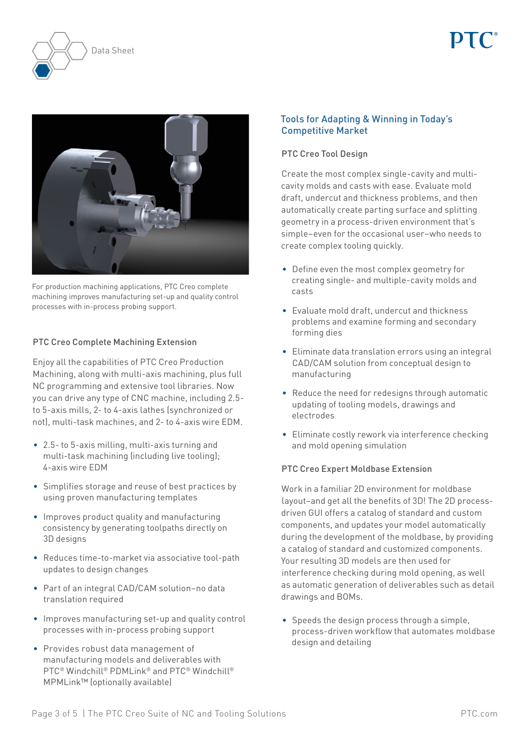For production machining applications, PTC Creo complete machining improves manufacturing set-up and quality control processes with in-process probing support.

### PTC Creo Complete Machining Extension

Enjoy all the capabilities of PTC Creo Production Machining, along with multi-axis machining, plus full NC programming and extensive tool libraries. Now you can drive any type of CNC machine, including 2.5- to 5-axis mills, 2- to 4-axis lathes (synchronized or not), multi-task machines, and 2- to 4-axis wire EDM.

- 2.5- to 5-axis milling, multi-axis turning and multi-task machining (including live tooling); 4-axis wire EDM
- Simplifies storage and reuse of best practices by using proven manufacturing templates
- Improves product quality and manufacturing consistency by generating toolpaths directly on 3D designs
- Reduces time-to-market via associative tool-path updates to design changes
- Part of an integral CAD/CAM solution–no data translation required
- Improves manufacturing set-up and quality control processes with in-process probing support
- Provides robust data management of manufacturing models and deliverables with PTC® Windchill® PDMLink® and PTC® Windchill® MPMLink™ (optionally available)

## Tools for Adapting & Winning in Today's Competitive Market

### PTC Creo Tool Design

Create the most complex single-cavity and multi-cavity molds and casts with ease. Evaluate mold draft, undercut and thickness problems, and then automatically create parting surface and splitting geometry in a process-driven environment that's simple–even for the occasional user–who needs to create complex tooling quickly.

- Define even the most complex geometry for creating single- and multiple-cavity molds and casts
- Evaluate mold draft, undercut and thickness problems and examine forming and secondary forming dies
- Eliminate data translation errors using an integral CAD/CAM solution from conceptual design to manufacturing
- Reduce the need for redesigns through automatic updating of tooling models, drawings and electrodes
- Eliminate costly rework via interference checking and mold opening simulation

### PTC Creo Expert Moldbase Extension

Work in a familiar 2D environment for moldbase layout–and get all the benefits of 3D! The 2D process-driven GUI offers a catalog of standard and custom components, and updates your model automatically during the development of the moldbase, by providing a catalog of standard and customized components. Your resulting 3D models are then used for interference checking during mold opening, as well as automatic generation of deliverables such as detail drawings and BOMs.

- Speeds the design process through a simple, process-driven workflow that automates moldbase design and detailing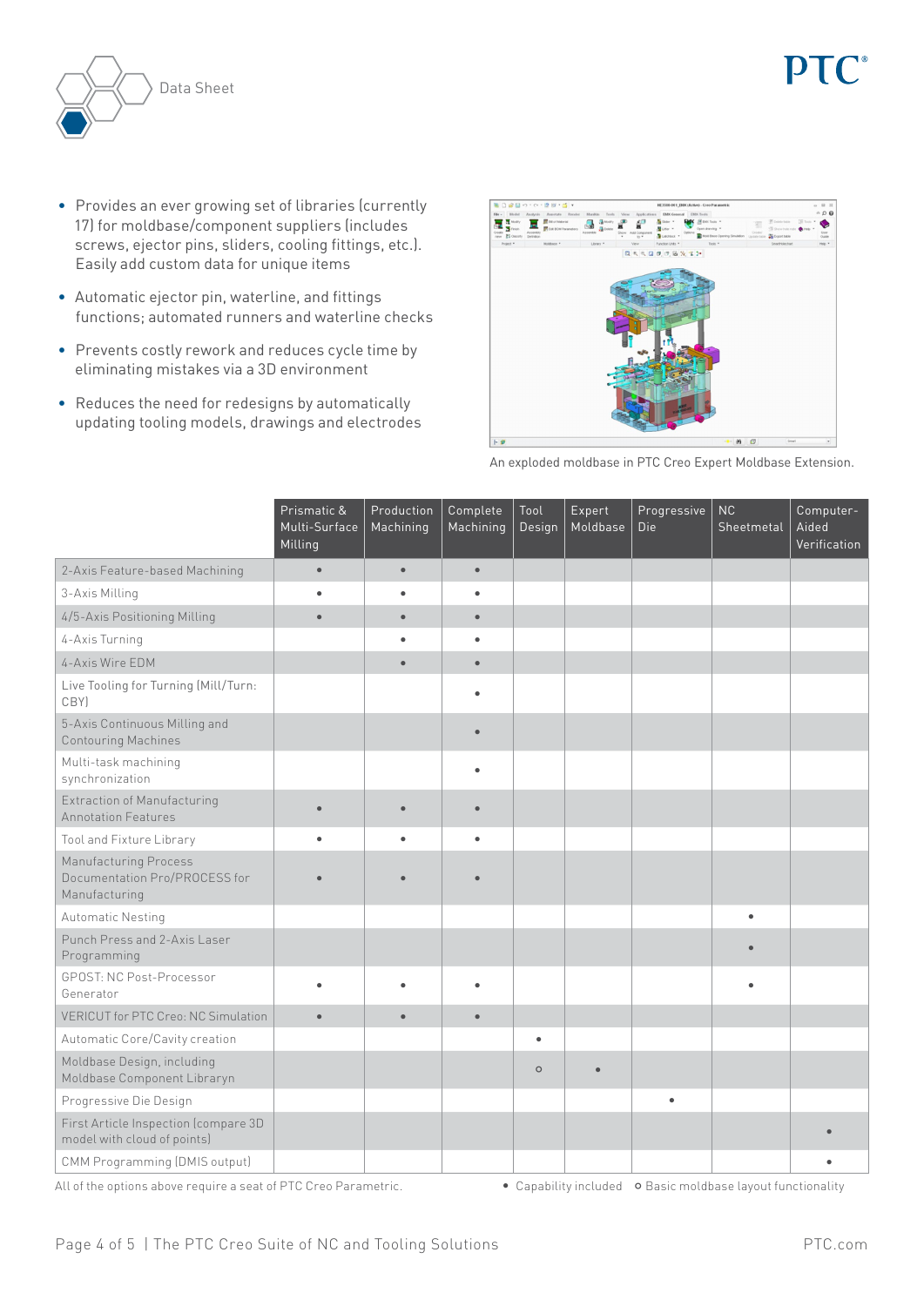- Provides an ever growing set of libraries (currently 17) for moldbase/component suppliers (includes screws, ejector pins, sliders, cooling fittings, etc.). Easily add custom data for unique items
- Automatic ejector pin, waterline, and fittings functions; automated runners and waterline checks
- Prevents costly rework and reduces cycle time by eliminating mistakes via a 3D environment
- Reduces the need for redesigns by automatically updating tooling models, drawings and electrodes

An exploded moldbase in PTC Creo Expert Moldbase Extension.

| | Prismatic & Multi-Surface Milling | Production Machining | Complete Machining | Tool Design | Expert Moldbase | Progressive Die | NC Sheetmetal | Computer-Aided Verification |
|---|---|---|---|---|---|---|---|---|
| 2-Axis Feature-based Machining | • | • | • | | | | | |
| 3-Axis Milling | • | • | • | | | | | |
| 4/5-Axis Positioning Milling | • | • | • | | | | | |
| 4-Axis Turning | | • | • | | | | | |
| 4-Axis Wire EDM | | • | • | | | | | |
| Live Tooling for Turning (Mill/Turn: CBY) | | | • | | | | | |
| 5-Axis Continuous Milling and Contouring Machines | | | • | | | | | |
| Multi-task machining synchronization | | | • | | | | | |
| Extraction of Manufacturing Annotation Features | • | • | • | | | | | |
| Tool and Fixture Library | • | • | • | | | | | |
| Manufacturing Process Documentation Pro/PROCESS for Manufacturing | • | • | • | | | | | |
| Automatic Nesting | | | | | | | • | |
| Punch Press and 2-Axis Laser Programming | | | | | | | • | |
| GPOST: NC Post-Processor Generator | • | • | • | | | | • | |
| VERICUT for PTC Creo: NC Simulation | • | • | • | | | | | |
| Automatic Core/Cavity creation | | | | • | | | | |
| Moldbase Design, including Moldbase Component Libraryn | | | | ○ | • | | | |
| Progressive Die Design | | | | | | • | | |
| First Article Inspection (compare 3D model with cloud of points) | | | | | | | | • |
| CMM Programming (DMIS output) | | | | | | | | • |

All of the options above require a seat of PTC Creo Parametric.

• Capability included ○ Basic moldbase layout functionality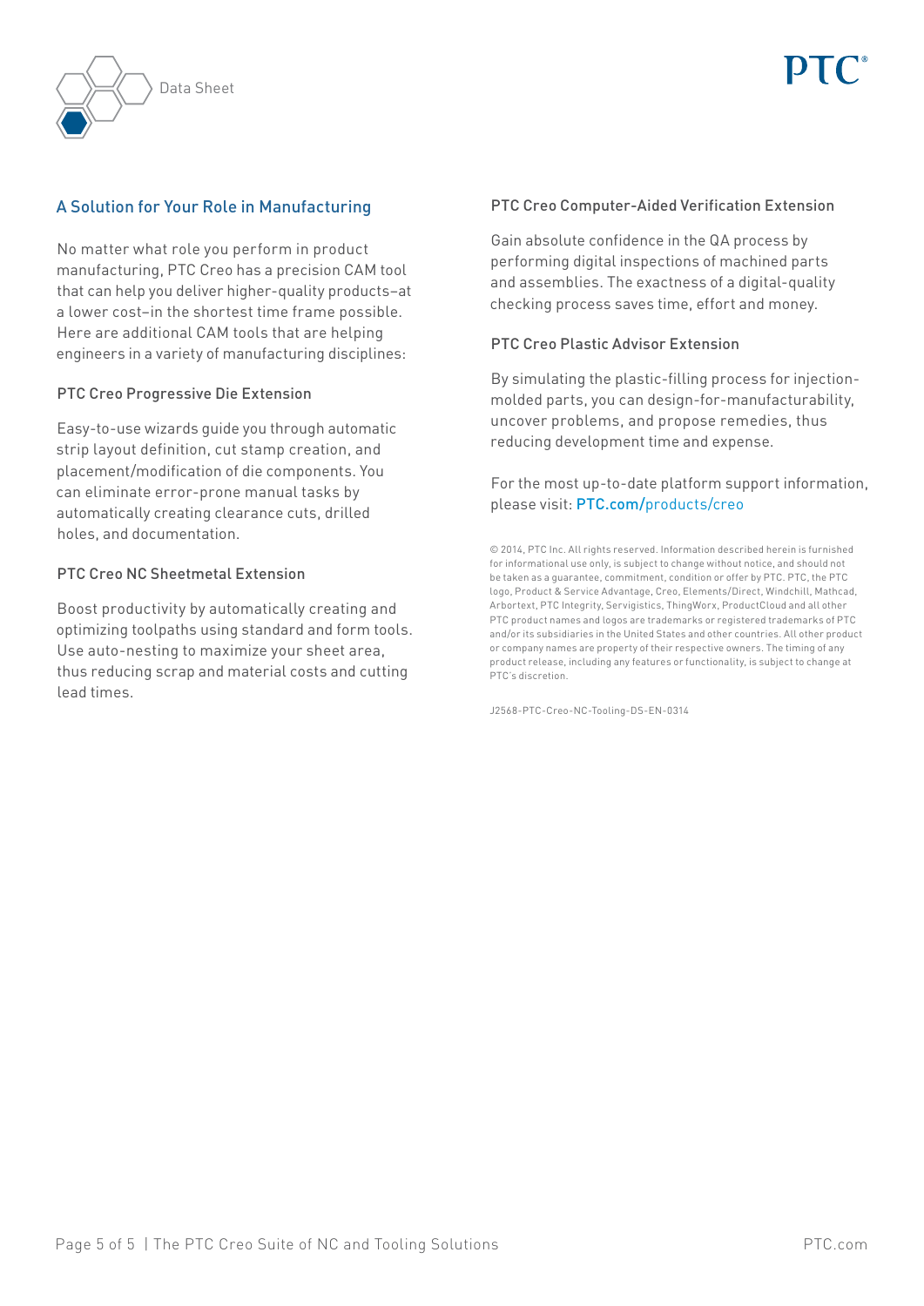## A Solution for Your Role in Manufacturing

No matter what role you perform in product manufacturing, PTC Creo has a precision CAM tool that can help you deliver higher-quality products–at a lower cost–in the shortest time frame possible. Here are additional CAM tools that are helping engineers in a variety of manufacturing disciplines:

### PTC Creo Progressive Die Extension

Easy-to-use wizards guide you through automatic strip layout definition, cut stamp creation, and placement/modification of die components. You can eliminate error-prone manual tasks by automatically creating clearance cuts, drilled holes, and documentation.

### PTC Creo NC Sheetmetal Extension

Boost productivity by automatically creating and optimizing toolpaths using standard and form tools. Use auto-nesting to maximize your sheet area, thus reducing scrap and material costs and cutting lead times.

### PTC Creo Computer-Aided Verification Extension

Gain absolute confidence in the QA process by performing digital inspections of machined parts and assemblies. The exactness of a digital-quality checking process saves time, effort and money.

### PTC Creo Plastic Advisor Extension

By simulating the plastic-filling process for injection-molded parts, you can design-for-manufacturability, uncover problems, and propose remedies, thus reducing development time and expense.

For the most up-to-date platform support information, please visit: PTC.com/products/creo

© 2014, PTC Inc. All rights reserved. Information described herein is furnished for informational use only, is subject to change without notice, and should not be taken as a guarantee, commitment, condition or offer by PTC. PTC, the PTC logo, Product & Service Advantage, Creo, Elements/Direct, Windchill, Mathcad, Arbortext, PTC Integrity, Servigistics, ThingWorx, ProductCloud and all other PTC product names and logos are trademarks or registered trademarks of PTC and/or its subsidiaries in the United States and other countries. All other product or company names are property of their respective owners. The timing of any product release, including any features or functionality, is subject to change at PTC's discretion.

J2568-PTC-Creo-NC-Tooling-DS-EN-0314